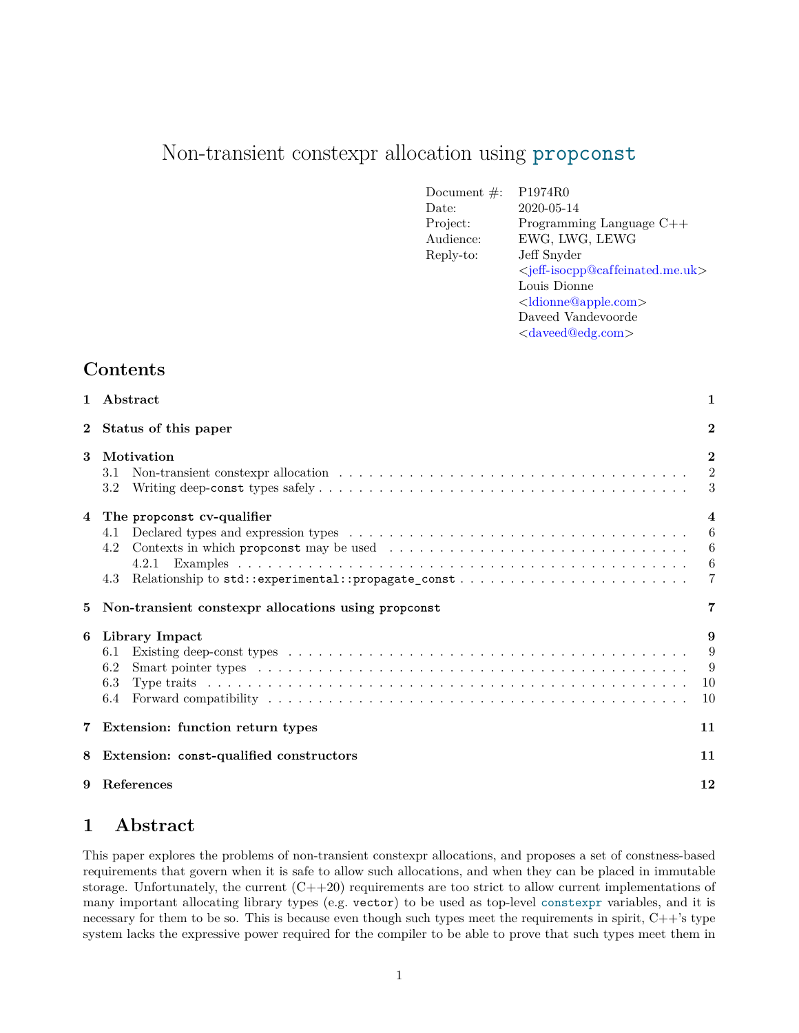# Non-transient constexpr allocation using `propconst`

| | |
|---|---|
| Document #: | P1974R0 |
| Date: | 2020-05-14 |
| Project: | Programming Language C++ |
| Audience: | EWG, LWG, LEWG |
| Reply-to: | Jeff Snyder <jeff-isocpp@caffeinated.me.uk> |
| | Louis Dionne <ldionne@apple.com> |
| | Daveed Vandevoorde <daveed@edg.com> |

## Contents

- **1 Abstract** — 1
- **2 Status of this paper** — 2
- **3 Motivation** — 2
  - 3.1 Non-transient constexpr allocation — 2
  - 3.2 Writing deep-`const` types safely — 3
- **4 The `propconst` cv-qualifier** — 4
  - 4.1 Declared types and expression types — 6
  - 4.2 Contexts in which `propconst` may be used — 6
    - 4.2.1 Examples — 6
  - 4.3 Relationship to `std::experimental::propagate_const` — 7
- **5 Non-transient constexpr allocations using `propconst`** — 7
- **6 Library Impact** — 9
  - 6.1 Existing deep-const types — 9
  - 6.2 Smart pointer types — 9
  - 6.3 Type traits — 10
  - 6.4 Forward compatibility — 10
- **7 Extension: function return types** — 11
- **8 Extension: `const`-qualified constructors** — 11
- **9 References** — 12

## 1 Abstract

This paper explores the problems of non-transient constexpr allocations, and proposes a set of constness-based requirements that govern when it is safe to allow such allocations, and when they can be placed in immutable storage. Unfortunately, the current (C++20) requirements are too strict to allow current implementations of many important allocating library types (e.g. `vector`) to be used as top-level `constexpr` variables, and it is necessary for them to be so. This is because even though such types meet the requirements in spirit, C++'s type system lacks the expressive power required for the compiler to be able to prove that such types meet them in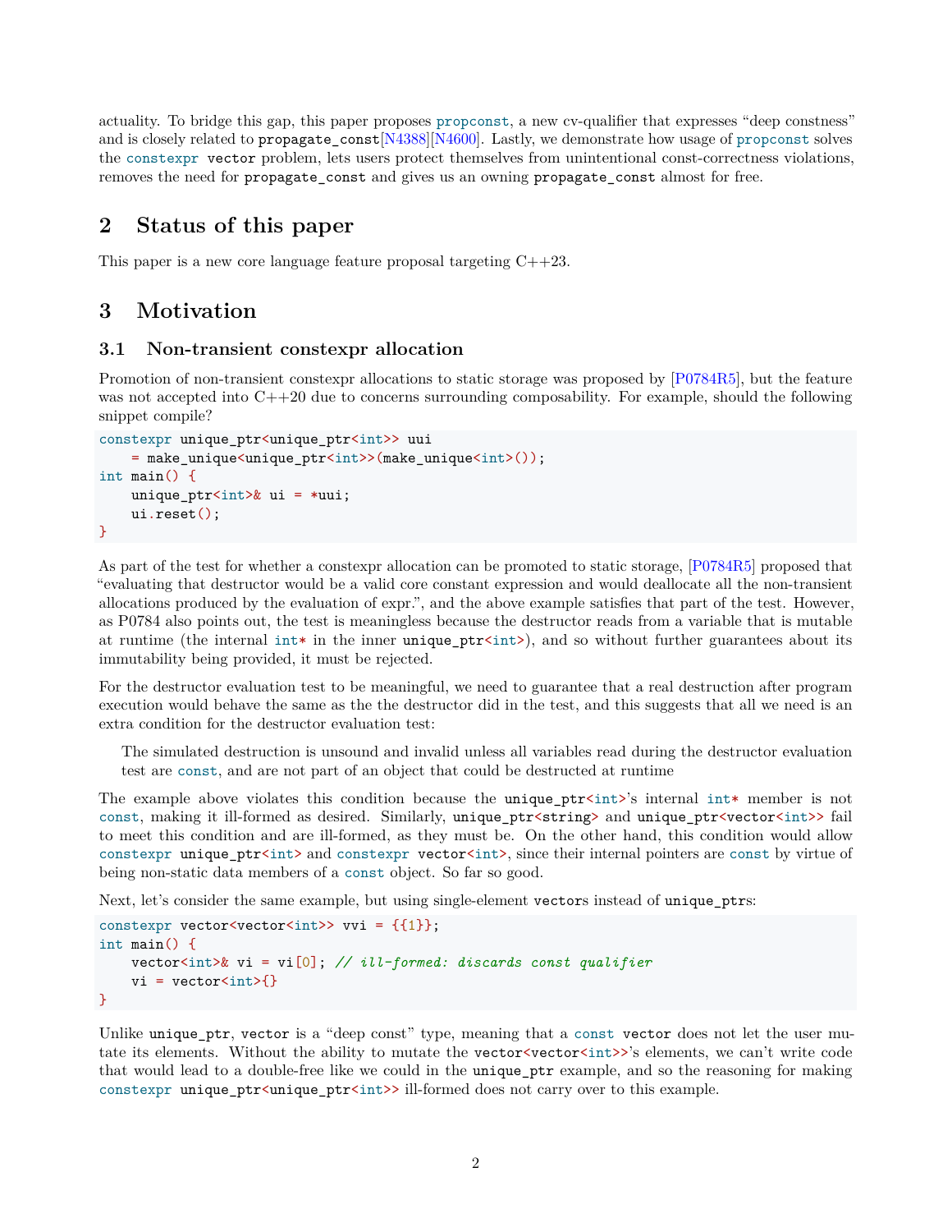actuality. To bridge this gap, this paper proposes `propconst`, a new cv-qualifier that expresses "deep constness" and is closely related to `propagate_const`[N4388][N4600]. Lastly, we demonstrate how usage of `propconst` solves the `constexpr vector` problem, lets users protect themselves from unintentional const-correctness violations, removes the need for `propagate_const` and gives us an owning `propagate_const` almost for free.

# 2 Status of this paper

This paper is a new core language feature proposal targeting C++23.

# 3 Motivation

## 3.1 Non-transient constexpr allocation

Promotion of non-transient constexpr allocations to static storage was proposed by [P0784R5], but the feature was not accepted into C++20 due to concerns surrounding composability. For example, should the following snippet compile?

```
constexpr unique_ptr<unique_ptr<int>> uui
    = make_unique<unique_ptr<int>>(make_unique<int>());
int main() {
    unique_ptr<int>& ui = *uui;
    ui.reset();
}
```

As part of the test for whether a constexpr allocation can be promoted to static storage, [P0784R5] proposed that "evaluating that destructor would be a valid core constant expression and would deallocate all the non-transient allocations produced by the evaluation of expr.", and the above example satisfies that part of the test. However, as P0784 also points out, the test is meaningless because the destructor reads from a variable that is mutable at runtime (the internal `int*` in the inner `unique_ptr<int>`), and so without further guarantees about its immutability being provided, it must be rejected.

For the destructor evaluation test to be meaningful, we need to guarantee that a real destruction after program execution would behave the same as the the destructor did in the test, and this suggests that all we need is an extra condition for the destructor evaluation test:

> The simulated destruction is unsound and invalid unless all variables read during the destructor evaluation test are `const`, and are not part of an object that could be destructed at runtime

The example above violates this condition because the `unique_ptr<int>`'s internal `int*` member is not `const`, making it ill-formed as desired. Similarly, `unique_ptr<string>` and `unique_ptr<vector<int>>` fail to meet this condition and are ill-formed, as they must be. On the other hand, this condition would allow `constexpr unique_ptr<int>` and `constexpr vector<int>`, since their internal pointers are `const` by virtue of being non-static data members of a `const` object. So far so good.

Next, let's consider the same example, but using single-element `vector`s instead of `unique_ptr`s:

```
constexpr vector<vector<int>> vvi = {{1}};
int main() {
    vector<int>& vi = vi[0]; // ill-formed: discards const qualifier
    vi = vector<int>{}
}
```

Unlike `unique_ptr`, `vector` is a "deep const" type, meaning that a `const vector` does not let the user mutate its elements. Without the ability to mutate the `vector<vector<int>>`'s elements, we can't write code that would lead to a double-free like we could in the `unique_ptr` example, and so the reasoning for making `constexpr unique_ptr<unique_ptr<int>>` ill-formed does not carry over to this example.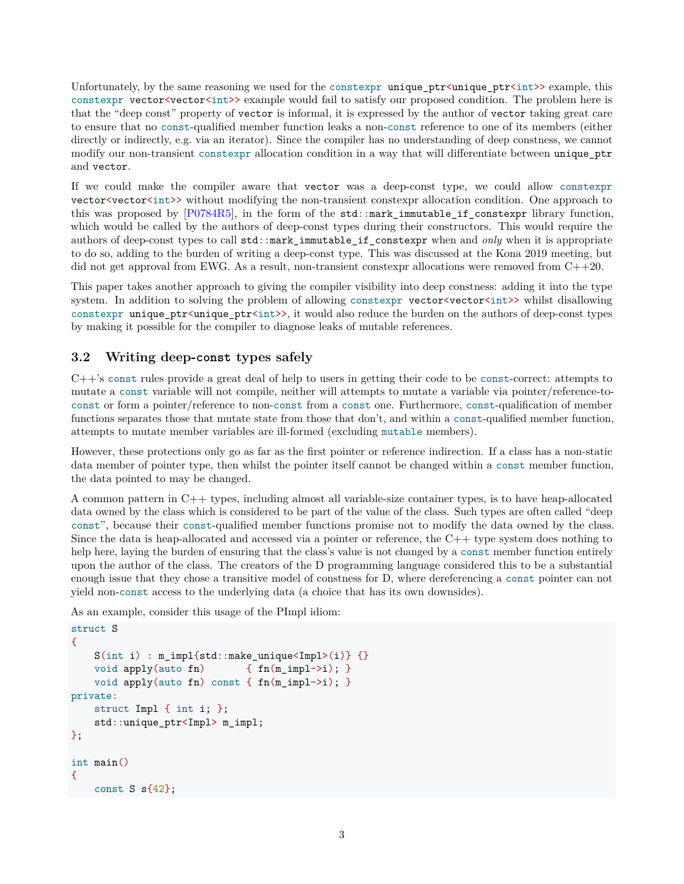Unfortunately, by the same reasoning we used for the `constexpr unique_ptr<unique_ptr<int>>` example, this `constexpr vector<vector<int>>` example would fail to satisfy our proposed condition. The problem here is that the "deep const" property of `vector` is informal, it is expressed by the author of `vector` taking great care to ensure that no `const`-qualified member function leaks a non-`const` reference to one of its members (either directly or indirectly, e.g. via an iterator). Since the compiler has no understanding of deep constness, we cannot modify our non-transient `constexpr` allocation condition in a way that will differentiate between `unique_ptr` and `vector`.

If we could make the compiler aware that `vector` was a deep-const type, we could allow `constexpr vector<vector<int>>` without modifying the non-transient constexpr allocation condition. One approach to this was proposed by [P0784R5], in the form of the `std::mark_immutable_if_constexpr` library function, which would be called by the authors of deep-const types during their constructors. This would require the authors of deep-const types to call `std::mark_immutable_if_constexpr` when and *only* when it is appropriate to do so, adding to the burden of writing a deep-const type. This was discussed at the Kona 2019 meeting, but did not get approval from EWG. As a result, non-transient constexpr allocations were removed from C++20.

This paper takes another approach to giving the compiler visibility into deep constness: adding it into the type system. In addition to solving the problem of allowing `constexpr vector<vector<int>>` whilst disallowing `constexpr unique_ptr<unique_ptr<int>>`, it would also reduce the burden on the authors of deep-const types by making it possible for the compiler to diagnose leaks of mutable references.

## 3.2 Writing deep-`const` types safely

C++'s `const` rules provide a great deal of help to users in getting their code to be `const`-correct: attempts to mutate a `const` variable will not compile, neither will attempts to mutate a variable via pointer/reference-to-`const` or form a pointer/reference to non-`const` from a `const` one. Furthermore, `const`-qualification of member functions separates those that mutate state from those that don't, and within a `const`-qualified member function, attempts to mutate member variables are ill-formed (excluding `mutable` members).

However, these protections only go as far as the first pointer or reference indirection. If a class has a non-static data member of pointer type, then whilst the pointer itself cannot be changed within a `const` member function, the data pointed to may be changed.

A common pattern in C++ types, including almost all variable-size container types, is to have heap-allocated data owned by the class which is considered to be part of the value of the class. Such types are often called "deep `const`", because their `const`-qualified member functions promise not to modify the data owned by the class. Since the data is heap-allocated and accessed via a pointer or reference, the C++ type system does nothing to help here, laying the burden of ensuring that the class's value is not changed by a `const` member function entirely upon the author of the class. The creators of the D programming language considered this to be a substantial enough issue that they chose a transitive model of constness for D, where dereferencing a `const` pointer can not yield non-`const` access to the underlying data (a choice that has its own downsides).

As an example, consider this usage of the PImpl idiom:

```
struct S
{
    S(int i) : m_impl{std::make_unique<Impl>(i)} {}
    void apply(auto fn)       { fn(m_impl->i); }
    void apply(auto fn) const { fn(m_impl->i); }
private:
    struct Impl { int i; };
    std::unique_ptr<Impl> m_impl;
};

int main()
{
    const S s{42};
```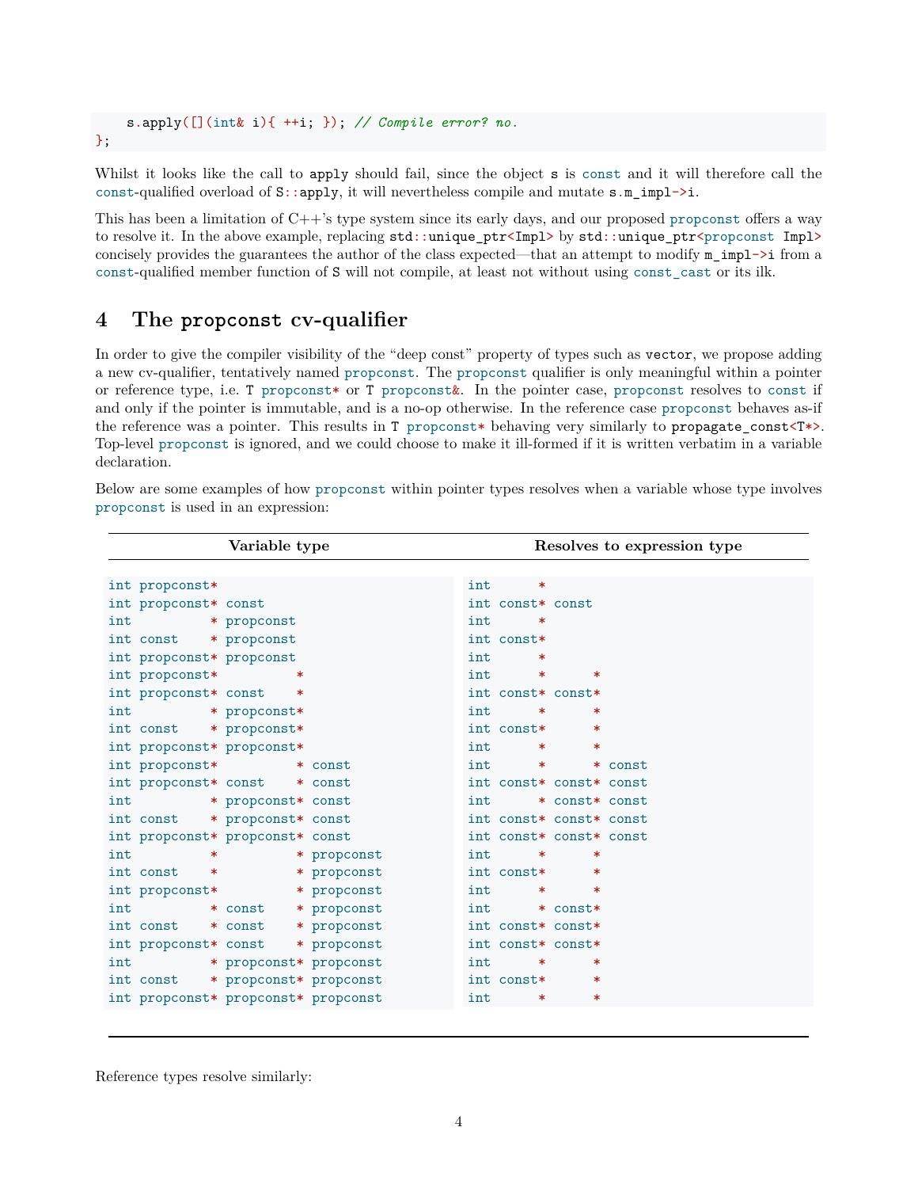```
    s.apply([](int& i){ ++i; }); // Compile error? no.
};
```

Whilst it looks like the call to apply should fail, since the object s is const and it will therefore call the const-qualified overload of S::apply, it will nevertheless compile and mutate s.m_impl->i.

This has been a limitation of C++'s type system since its early days, and our proposed propconst offers a way to resolve it. In the above example, replacing std::unique_ptr<Impl> by std::unique_ptr<propconst Impl> concisely provides the guarantees the author of the class expected—that an attempt to modify m_impl->i from a const-qualified member function of S will not compile, at least not without using const_cast or its ilk.

# 4 The propconst cv-qualifier

In order to give the compiler visibility of the "deep const" property of types such as vector, we propose adding a new cv-qualifier, tentatively named propconst. The propconst qualifier is only meaningful within a pointer or reference type, i.e. T propconst* or T propconst&. In the pointer case, propconst resolves to const if and only if the pointer is immutable, and is a no-op otherwise. In the reference case propconst behaves as-if the reference was a pointer. This results in T propconst* behaving very similarly to propagate_const<T*>. Top-level propconst is ignored, and we could choose to make it ill-formed if it is written verbatim in a variable declaration.

Below are some examples of how propconst within pointer types resolves when a variable whose type involves propconst is used in an expression:

| Variable type | Resolves to expression type |
|---|---|
| `int propconst*` | `int *` |
| `int propconst* const` | `int const* const` |
| `int * propconst` | `int *` |
| `int const * propconst` | `int const*` |
| `int propconst* propconst` | `int *` |
| `int propconst* *` | `int * *` |
| `int propconst* const *` | `int const* const*` |
| `int * propconst*` | `int * *` |
| `int const * propconst*` | `int const* *` |
| `int propconst* propconst*` | `int * *` |
| `int propconst* * const` | `int * * const` |
| `int propconst* const * const` | `int const* const* const` |
| `int * propconst* const` | `int * const* const` |
| `int const * propconst* const` | `int const* const* const` |
| `int propconst* propconst* const` | `int const* const* const` |
| `int * * propconst` | `int * *` |
| `int const * * propconst` | `int const* *` |
| `int propconst* * propconst` | `int * *` |
| `int * const * propconst` | `int * const*` |
| `int const * const * propconst` | `int const* const*` |
| `int propconst* const * propconst` | `int const* const*` |
| `int * propconst* propconst` | `int * *` |
| `int const * propconst* propconst` | `int const* *` |
| `int propconst* propconst* propconst` | `int * *` |

Reference types resolve similarly: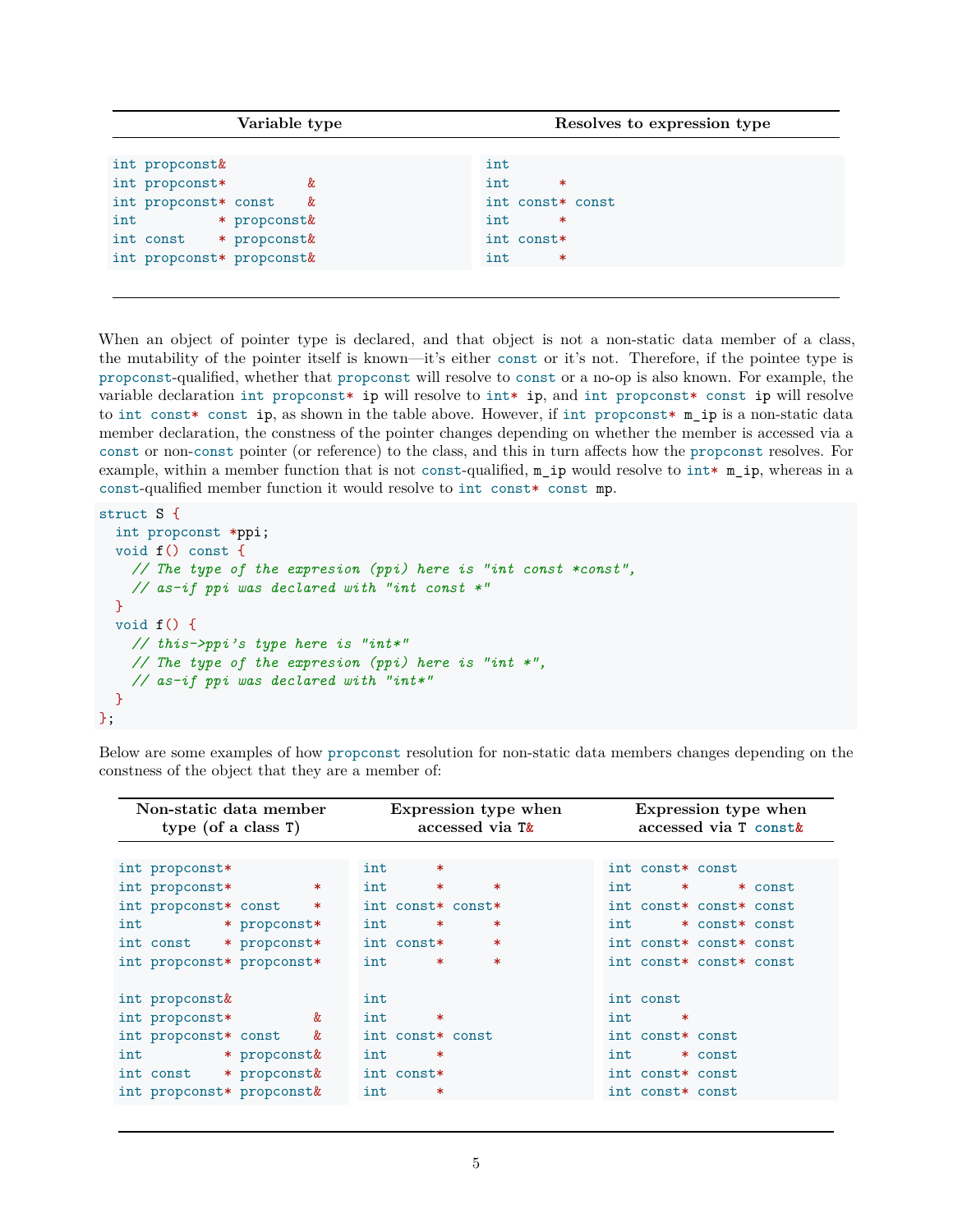| Variable type | Resolves to expression type |
|---|---|
| `int propconst&` | `int` |
| `int propconst*         &` | `int      *` |
| `int propconst* const    &` | `int const* const` |
| `int          * propconst&` | `int      *` |
| `int const    * propconst&` | `int const*` |
| `int propconst* propconst&` | `int      *` |

When an object of pointer type is declared, and that object is not a non-static data member of a class, the mutability of the pointer itself is known—it's either `const` or it's not. Therefore, if the pointee type is `propconst`-qualified, whether that `propconst` will resolve to `const` or a no-op is also known. For example, the variable declaration `int propconst* ip` will resolve to `int* ip`, and `int propconst* const ip` will resolve to `int const* const ip`, as shown in the table above. However, if `int propconst* m_ip` is a non-static data member declaration, the constness of the pointer changes depending on whether the member is accessed via a `const` or non-`const` pointer (or reference) to the class, and this in turn affects how the `propconst` resolves. For example, within a member function that is not `const`-qualified, `m_ip` would resolve to `int* m_ip`, whereas in a `const`-qualified member function it would resolve to `int const* const mp`.

```
struct S {
  int propconst *ppi;
  void f() const {
    // The type of the expresion (ppi) here is "int const *const",
    // as-if ppi was declared with "int const *"
  }
  void f() {
    // this->ppi's type here is "int*"
    // The type of the expresion (ppi) here is "int *",
    // as-if ppi was declared with "int*"
  }
};
```

Below are some examples of how `propconst` resolution for non-static data members changes depending on the constness of the object that they are a member of:

| Non-static data member type (of a class `T`) | Expression type when accessed via `T&` | Expression type when accessed via `T const&` |
|---|---|---|
| `int propconst*` | `int      *` | `int const* const` |
| `int propconst*         *` | `int      *      *` | `int      *      * const` |
| `int propconst* const    *` | `int const* const*` | `int const* const* const` |
| `int          * propconst*` | `int      *      *` | `int      * const* const` |
| `int const    * propconst*` | `int const*      *` | `int const* const* const` |
| `int propconst* propconst*` | `int      *      *` | `int const* const* const` |
| `int propconst&` | `int` | `int const` |
| `int propconst*         &` | `int      *` | `int      *` |
| `int propconst* const    &` | `int const* const` | `int const* const` |
| `int          * propconst&` | `int      *` | `int      * const` |
| `int const    * propconst&` | `int const*` | `int const* const` |
| `int propconst* propconst&` | `int      *` | `int const* const` |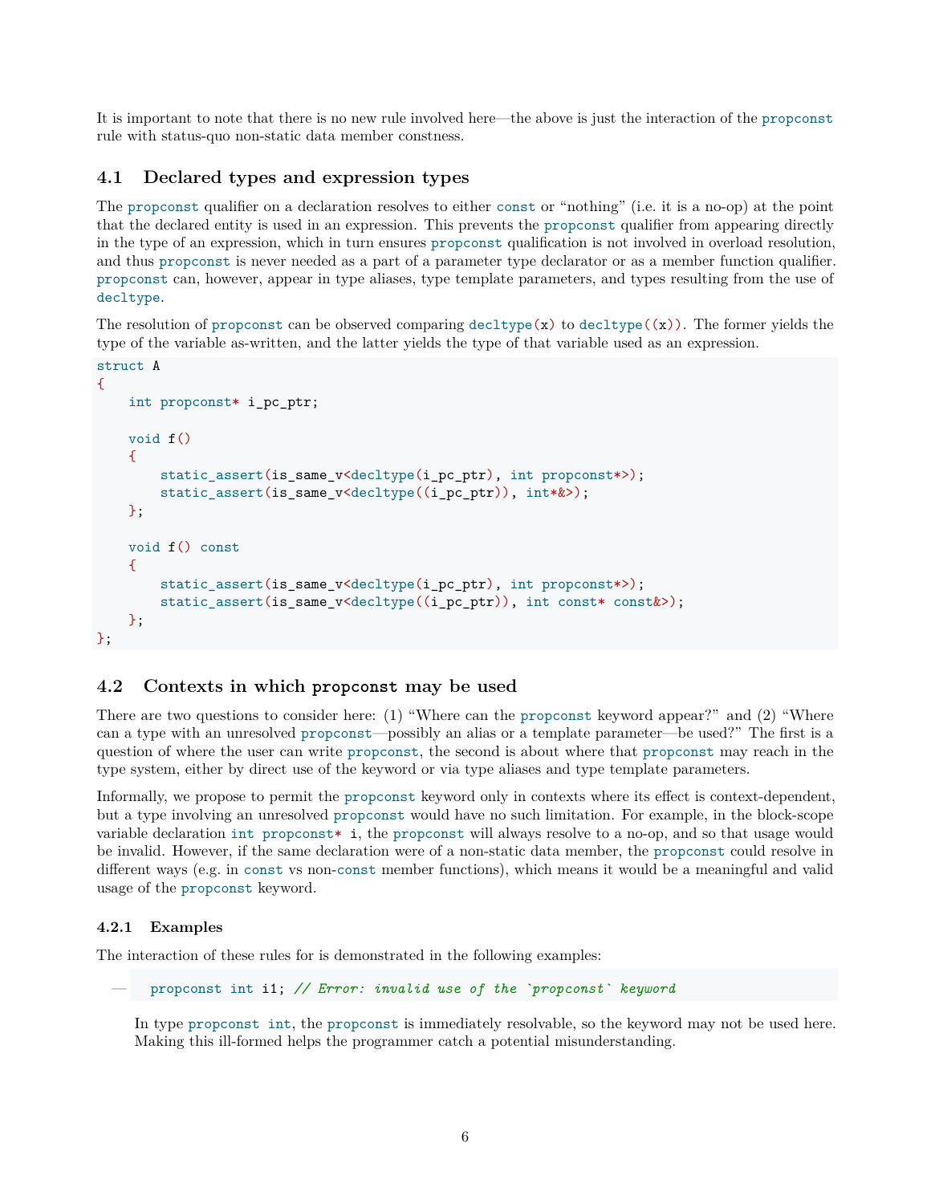It is important to note that there is no new rule involved here—the above is just the interaction of the `propconst` rule with status-quo non-static data member constness.

## 4.1 Declared types and expression types

The `propconst` qualifier on a declaration resolves to either `const` or "nothing" (i.e. it is a no-op) at the point that the declared entity is used in an expression. This prevents the `propconst` qualifier from appearing directly in the type of an expression, which in turn ensures `propconst` qualification is not involved in overload resolution, and thus `propconst` is never needed as a part of a parameter type declarator or as a member function qualifier. `propconst` can, however, appear in type aliases, type template parameters, and types resulting from the use of `decltype`.

The resolution of `propconst` can be observed comparing `decltype(x)` to `decltype((x))`. The former yields the type of the variable as-written, and the latter yields the type of that variable used as an expression.

```
struct A
{
    int propconst* i_pc_ptr;

    void f()
    {
        static_assert(is_same_v<decltype(i_pc_ptr), int propconst*>);
        static_assert(is_same_v<decltype((i_pc_ptr)), int*&>);
    };

    void f() const
    {
        static_assert(is_same_v<decltype(i_pc_ptr), int propconst*>);
        static_assert(is_same_v<decltype((i_pc_ptr)), int const* const&>);
    };
};
```

## 4.2 Contexts in which `propconst` may be used

There are two questions to consider here: (1) "Where can the `propconst` keyword appear?" and (2) "Where can a type with an unresolved `propconst`—possibly an alias or a template parameter—be used?" The first is a question of where the user can write `propconst`, the second is about where that `propconst` may reach in the type system, either by direct use of the keyword or via type aliases and type template parameters.

Informally, we propose to permit the `propconst` keyword only in contexts where its effect is context-dependent, but a type involving an unresolved `propconst` would have no such limitation. For example, in the block-scope variable declaration `int propconst* i`, the `propconst` will always resolve to a no-op, and so that usage would be invalid. However, if the same declaration were of a non-static data member, the `propconst` could resolve in different ways (e.g. in `const` vs non-`const` member functions), which means it would be a meaningful and valid usage of the `propconst` keyword.

### 4.2.1 Examples

The interaction of these rules for is demonstrated in the following examples:

— 
```
propconst int i1; // Error: invalid use of the `propconst` keyword
```

In type `propconst int`, the `propconst` is immediately resolvable, so the keyword may not be used here. Making this ill-formed helps the programmer catch a potential misunderstanding.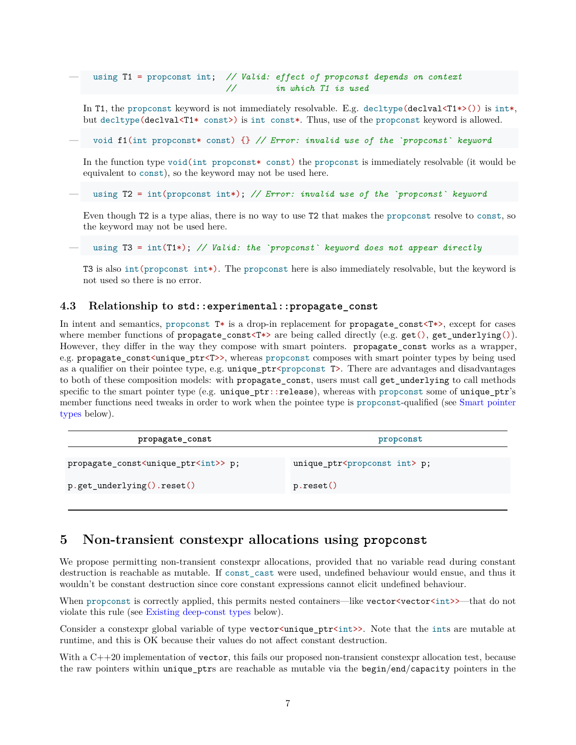— 
```
using T1 = propconst int;  // Valid: effect of propconst depends on context
                           //        in which T1 is used
```

In T1, the propconst keyword is not immediately resolvable. E.g. `decltype(declval<T1*>())` is `int*`, but `decltype(declval<T1* const>)` is `int const*`. Thus, use of the propconst keyword is allowed.

— 
```
void f1(int propconst* const) {} // Error: invalid use of the `propconst` keyword
```

In the function type `void(int propconst* const)` the propconst is immediately resolvable (it would be equivalent to const), so the keyword may not be used here.

— 
```
using T2 = int(propconst int*); // Error: invalid use of the `propconst` keyword
```

Even though T2 is a type alias, there is no way to use T2 that makes the propconst resolve to const, so the keyword may not be used here.

— 
```
using T3 = int(T1*); // Valid: the `propconst` keyword does not appear directly
```

T3 is also `int(propconst int*)`. The propconst here is also immediately resolvable, but the keyword is not used so there is no error.

### 4.3 Relationship to std::experimental::propagate_const

In intent and semantics, `propconst T*` is a drop-in replacement for `propagate_const<T*>`, except for cases where member functions of `propagate_const<T*>` are being called directly (e.g. `get()`, `get_underlying()`). However, they differ in the way they compose with smart pointers. propagate_const works as a wrapper, e.g. `propagate_const<unique_ptr<T>>`, whereas propconst composes with smart pointer types by being used as a qualifier on their pointee type, e.g. `unique_ptr<propconst T>`. There are advantages and disadvantages to both of these composition models: with propagate_const, users must call get_underlying to call methods specific to the smart pointer type (e.g. `unique_ptr::release`), whereas with propconst some of unique_ptr's member functions need tweaks in order to work when the pointee type is propconst-qualified (see Smart pointer types below).

| propagate_const | propconst |
|---|---|
| `propagate_const<unique_ptr<int>> p;` | `unique_ptr<propconst int> p;` |
| `p.get_underlying().reset()` | `p.reset()` |

## 5 Non-transient constexpr allocations using propconst

We propose permitting non-transient constexpr allocations, provided that no variable read during constant destruction is reachable as mutable. If const_cast were used, undefined behaviour would ensue, and thus it wouldn't be constant destruction since core constant expressions cannot elicit undefined behaviour.

When propconst is correctly applied, this permits nested containers—like `vector<vector<int>>`—that do not violate this rule (see Existing deep-const types below).

Consider a constexpr global variable of type `vector<unique_ptr<int>>`. Note that the ints are mutable at runtime, and this is OK because their values do not affect constant destruction.

With a C++20 implementation of vector, this fails our proposed non-transient constexpr allocation test, because the raw pointers within unique_ptrs are reachable as mutable via the begin/end/capacity pointers in the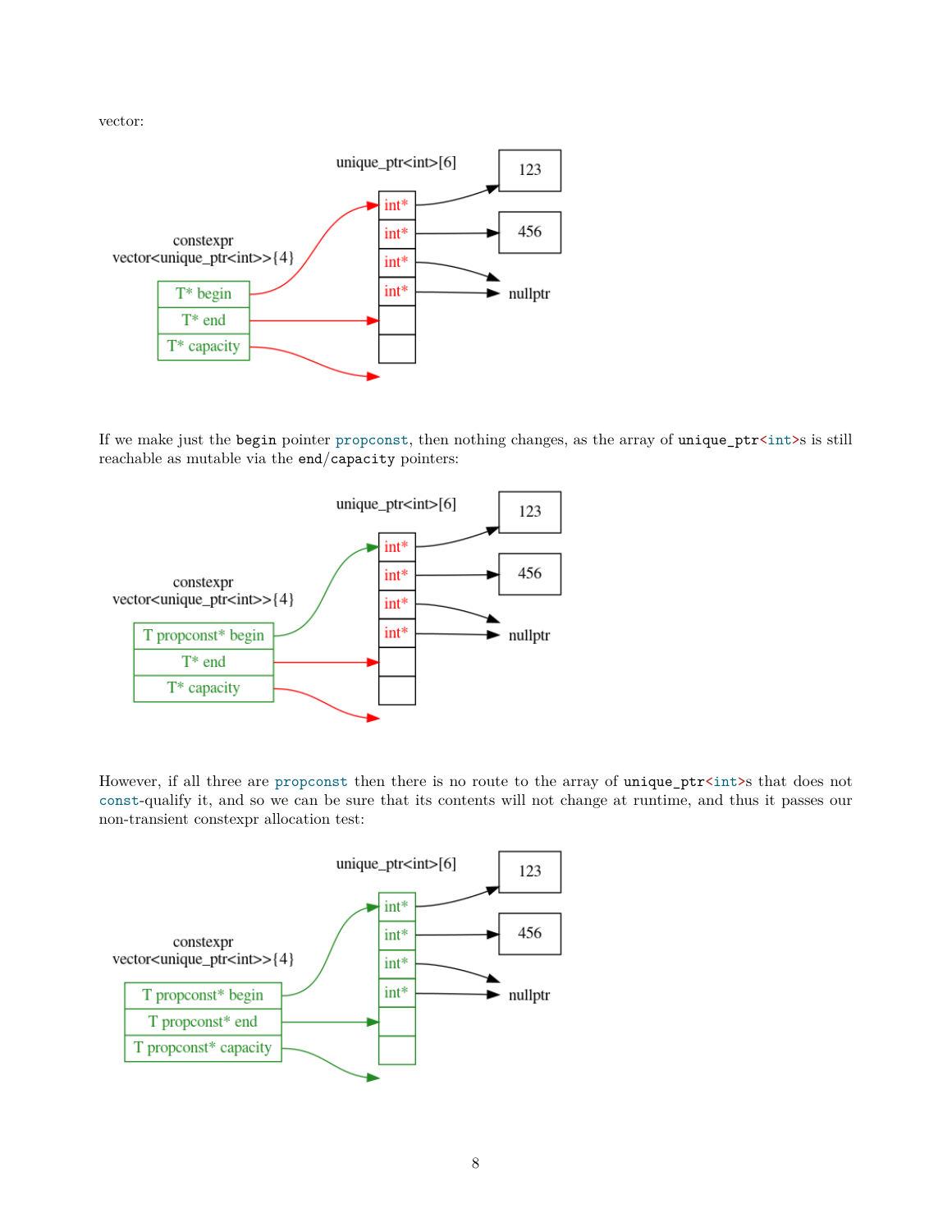vector:

If we make just the `begin` pointer `propconst`, then nothing changes, as the array of `unique_ptr<int>`s is still reachable as mutable via the `end`/`capacity` pointers:

However, if all three are `propconst` then there is no route to the array of `unique_ptr<int>`s that does not `const`-qualify it, and so we can be sure that its contents will not change at runtime, and thus it passes our non-transient constexpr allocation test: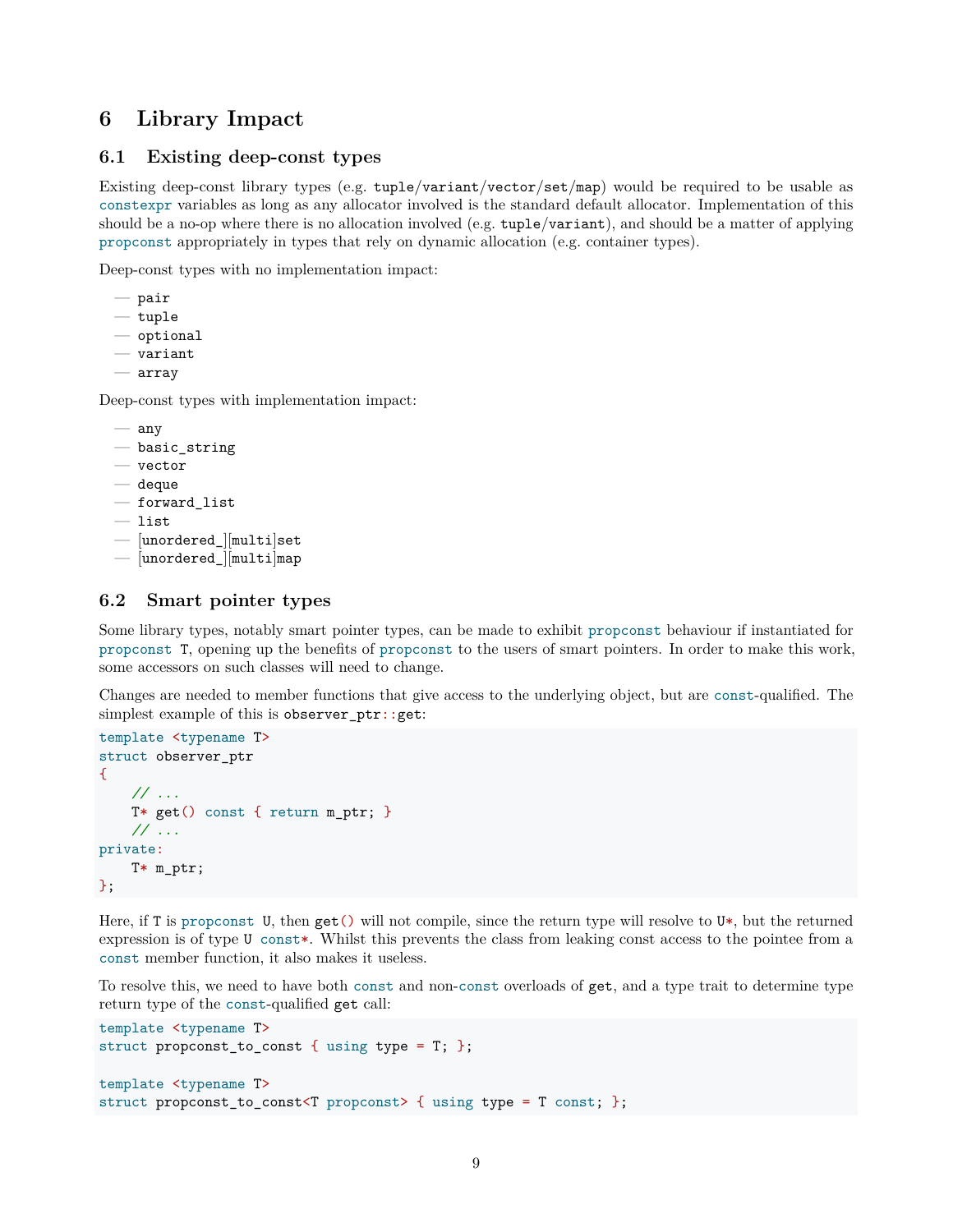# 6 Library Impact

## 6.1 Existing deep-const types

Existing deep-const library types (e.g. `tuple`/`variant`/`vector`/`set`/`map`) would be required to be usable as `constexpr` variables as long as any allocator involved is the standard default allocator. Implementation of this should be a no-op where there is no allocation involved (e.g. `tuple`/`variant`), and should be a matter of applying `propconst` appropriately in types that rely on dynamic allocation (e.g. container types).

Deep-const types with no implementation impact:

- `pair`
- `tuple`
- `optional`
- `variant`
- `array`

Deep-const types with implementation impact:

- `any`
- `basic_string`
- `vector`
- `deque`
- `forward_list`
- `list`
- [`unordered_`][`multi`]`set`
- [`unordered_`][`multi`]`map`

## 6.2 Smart pointer types

Some library types, notably smart pointer types, can be made to exhibit `propconst` behaviour if instantiated for `propconst T`, opening up the benefits of `propconst` to the users of smart pointers. In order to make this work, some accessors on such classes will need to change.

Changes are needed to member functions that give access to the underlying object, but are `const`-qualified. The simplest example of this is `observer_ptr::get`:

```
template <typename T>
struct observer_ptr
{
    // ...
    T* get() const { return m_ptr; }
    // ...
private:
    T* m_ptr;
};
```

Here, if `T` is `propconst U`, then `get()` will not compile, since the return type will resolve to `U*`, but the returned expression is of type `U const*`. Whilst this prevents the class from leaking const access to the pointee from a `const` member function, it also makes it useless.

To resolve this, we need to have both `const` and non-`const` overloads of `get`, and a type trait to determine type return type of the `const`-qualified `get` call:

```
template <typename T>
struct propconst_to_const { using type = T; };

template <typename T>
struct propconst_to_const<T propconst> { using type = T const; };
```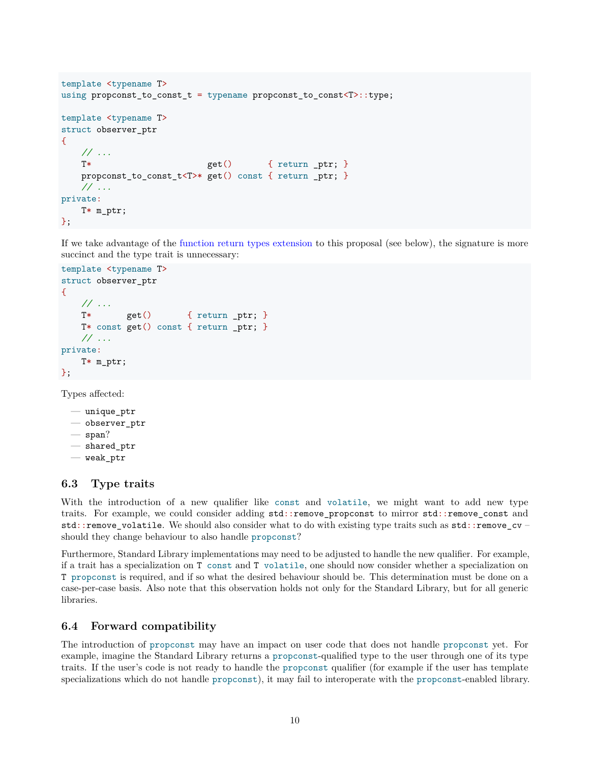```
template <typename T>
using propconst_to_const_t = typename propconst_to_const<T>::type;

template <typename T>
struct observer_ptr
{
    // ...
    T*                        get()       { return _ptr; }
    propconst_to_const_t<T>* get() const { return _ptr; }
    // ...
private:
    T* m_ptr;
};
```

If we take advantage of the function return types extension to this proposal (see below), the signature is more succinct and the type trait is unnecessary:

```
template <typename T>
struct observer_ptr
{
    // ...
    T*       get()       { return _ptr; }
    T* const get() const { return _ptr; }
    // ...
private:
    T* m_ptr;
};
```

Types affected:

- `unique_ptr`
- `observer_ptr`
- `span`?
- `shared_ptr`
- `weak_ptr`

### 6.3 Type traits

With the introduction of a new qualifier like `const` and `volatile`, we might want to add new type traits. For example, we could consider adding `std::remove_propconst` to mirror `std::remove_const` and `std::remove_volatile`. We should also consider what to do with existing type traits such as `std::remove_cv` – should they change behaviour to also handle `propconst`?

Furthermore, Standard Library implementations may need to be adjusted to handle the new qualifier. For example, if a trait has a specialization on `T const` and `T volatile`, one should now consider whether a specialization on `T propconst` is required, and if so what the desired behaviour should be. This determination must be done on a case-per-case basis. Also note that this observation holds not only for the Standard Library, but for all generic libraries.

### 6.4 Forward compatibility

The introduction of `propconst` may have an impact on user code that does not handle `propconst` yet. For example, imagine the Standard Library returns a `propconst`-qualified type to the user through one of its type traits. If the user's code is not ready to handle the `propconst` qualifier (for example if the user has template specializations which do not handle `propconst`), it may fail to interoperate with the `propconst`-enabled library.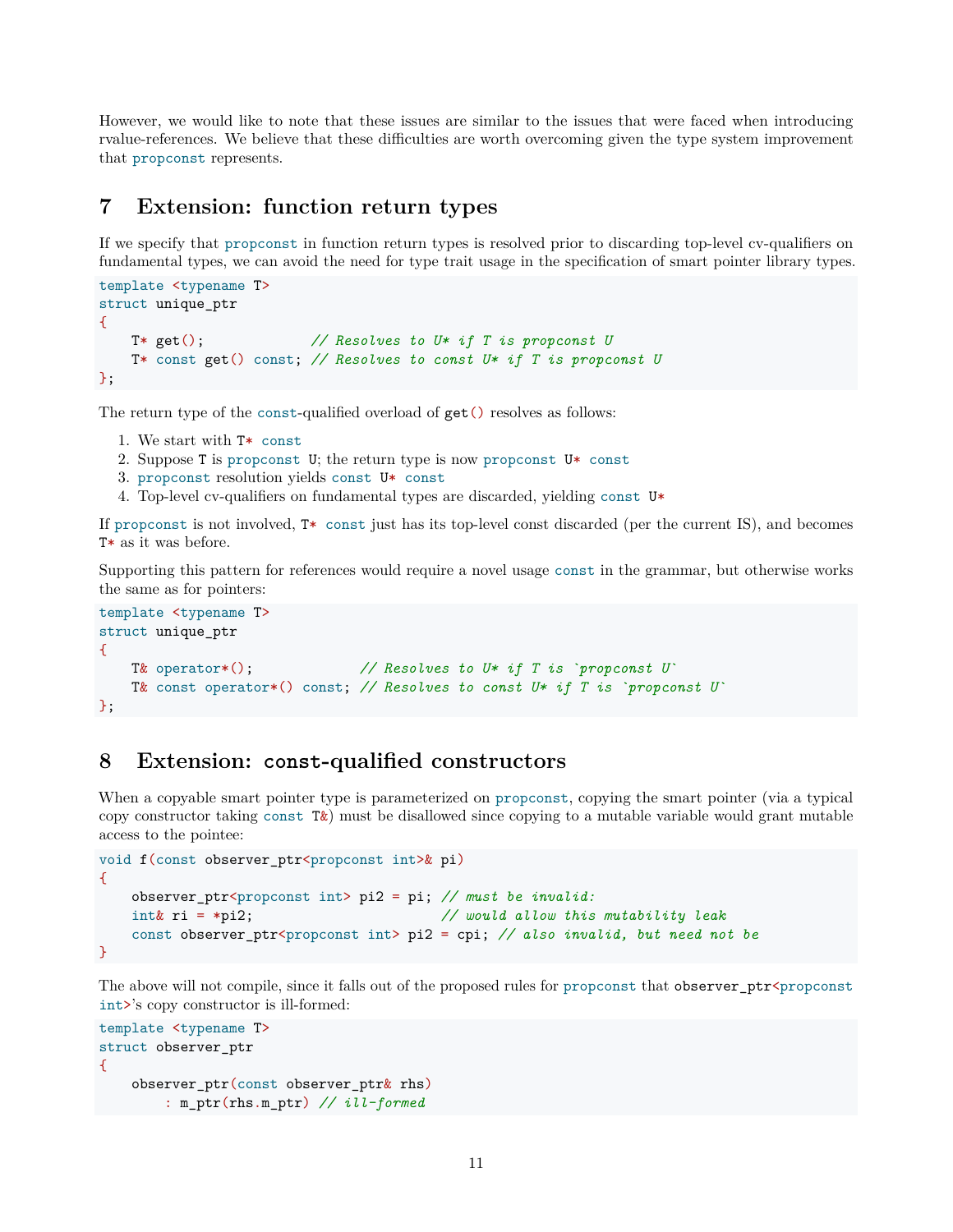However, we would like to note that these issues are similar to the issues that were faced when introducing rvalue-references. We believe that these difficulties are worth overcoming given the type system improvement that `propconst` represents.

## 7 Extension: function return types

If we specify that `propconst` in function return types is resolved prior to discarding top-level cv-qualifiers on fundamental types, we can avoid the need for type trait usage in the specification of smart pointer library types.

```
template <typename T>
struct unique_ptr
{
    T* get();             // Resolves to U* if T is propconst U
    T* const get() const; // Resolves to const U* if T is propconst U
};
```

The return type of the `const`-qualified overload of `get()` resolves as follows:

1. We start with `T* const`
2. Suppose `T` is `propconst U`; the return type is now `propconst U* const`
3. `propconst` resolution yields `const U* const`
4. Top-level cv-qualifiers on fundamental types are discarded, yielding `const U*`

If `propconst` is not involved, `T* const` just has its top-level const discarded (per the current IS), and becomes `T*` as it was before.

Supporting this pattern for references would require a novel usage `const` in the grammar, but otherwise works the same as for pointers:

```
template <typename T>
struct unique_ptr
{
    T& operator*();             // Resolves to U* if T is `propconst U`
    T& const operator*() const; // Resolves to const U* if T is `propconst U`
};
```

## 8 Extension: `const`-qualified constructors

When a copyable smart pointer type is parameterized on `propconst`, copying the smart pointer (via a typical copy constructor taking `const T&`) must be disallowed since copying to a mutable variable would grant mutable access to the pointee:

```
void f(const observer_ptr<propconst int>& pi)
{
    observer_ptr<propconst int> pi2 = pi; // must be invalid:
    int& ri = *pi2;                       // would allow this mutability leak
    const observer_ptr<propconst int> pi2 = cpi; // also invalid, but need not be
}
```

The above will not compile, since it falls out of the proposed rules for `propconst` that `observer_ptr<propconst int>`'s copy constructor is ill-formed:

```
template <typename T>
struct observer_ptr
{
    observer_ptr(const observer_ptr& rhs)
        : m_ptr(rhs.m_ptr) // ill-formed
```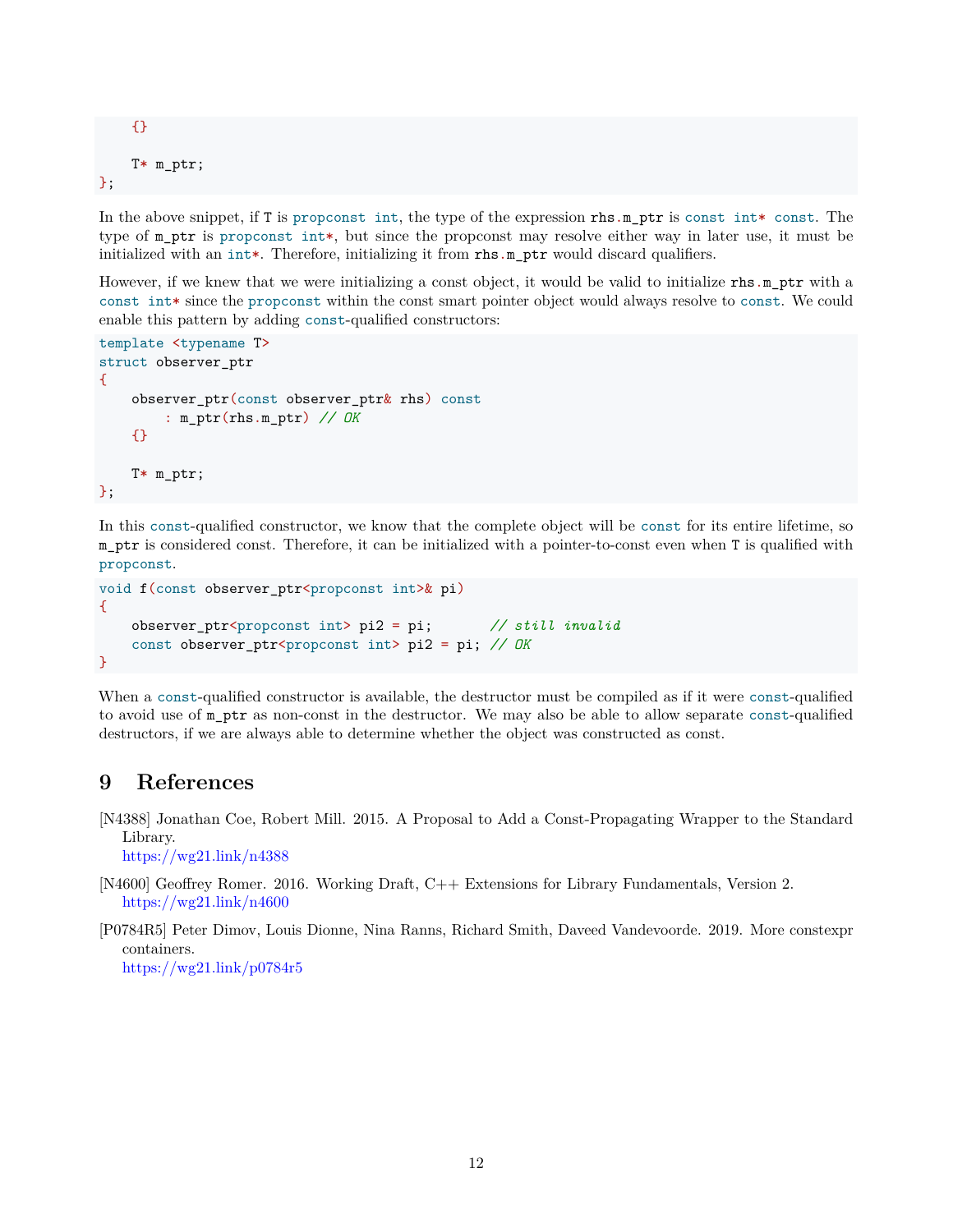```
    {}

    T* m_ptr;
};
```

In the above snippet, if `T` is `propconst int`, the type of the expression `rhs.m_ptr` is `const int* const`. The type of `m_ptr` is `propconst int*`, but since the propconst may resolve either way in later use, it must be initialized with an `int*`. Therefore, initializing it from `rhs.m_ptr` would discard qualifiers.

However, if we knew that we were initializing a const object, it would be valid to initialize `rhs.m_ptr` with a `const int*` since the `propconst` within the const smart pointer object would always resolve to `const`. We could enable this pattern by adding `const`-qualified constructors:

```
template <typename T>
struct observer_ptr
{
    observer_ptr(const observer_ptr& rhs) const
        : m_ptr(rhs.m_ptr) // OK
    {}

    T* m_ptr;
};
```

In this `const`-qualified constructor, we know that the complete object will be `const` for its entire lifetime, so `m_ptr` is considered const. Therefore, it can be initialized with a pointer-to-const even when `T` is qualified with `propconst`.

```
void f(const observer_ptr<propconst int>& pi)
{
    observer_ptr<propconst int> pi2 = pi;       // still invalid
    const observer_ptr<propconst int> pi2 = pi; // OK
}
```

When a `const`-qualified constructor is available, the destructor must be compiled as if it were `const`-qualified to avoid use of `m_ptr` as non-const in the destructor. We may also be able to allow separate `const`-qualified destructors, if we are always able to determine whether the object was constructed as const.

# 9 References

[N4388] Jonathan Coe, Robert Mill. 2015. A Proposal to Add a Const-Propagating Wrapper to the Standard Library.
https://wg21.link/n4388

[N4600] Geoffrey Romer. 2016. Working Draft, C++ Extensions for Library Fundamentals, Version 2.
https://wg21.link/n4600

[P0784R5] Peter Dimov, Louis Dionne, Nina Ranns, Richard Smith, Daveed Vandevoorde. 2019. More constexpr containers.
https://wg21.link/p0784r5